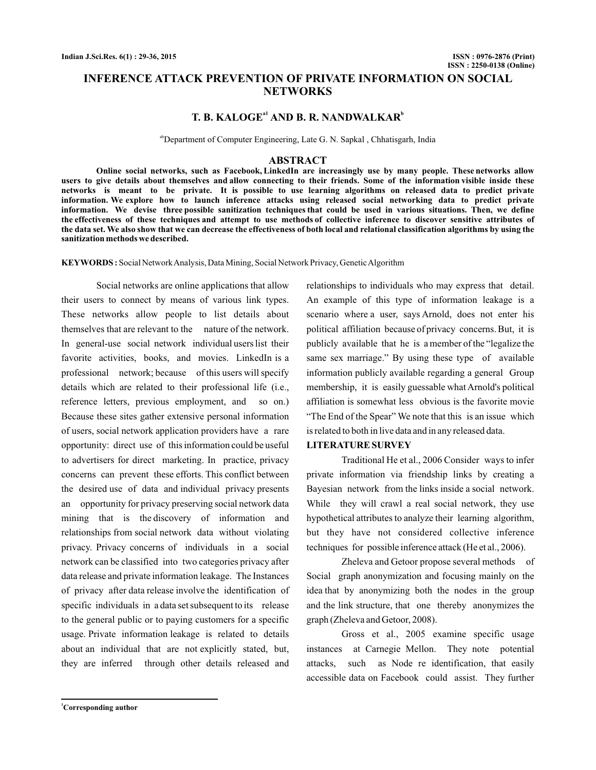# INFERENCE ATTACK PREVENTION OF PRIVATE INFORMATION ON SOCIAL NETWORKS

**T. B. KALOGE[a1] AND B. R. NANDWALKAR[b]**

[ab]Department of Computer Engineering, Late G. N. Sapkal , Chhatisgarh, India

## ABSTRACT

**Online social networks, such as Facebook, LinkedIn are increasingly use by many people. These networks allow users to give details about themselves and allow connecting to their friends. Some of the information visible inside these networks is meant to be private. It is possible to use learning algorithms on released data to predict private information. We explore how to launch inference attacks using released social networking data to predict private information. We devise three possible sanitization techniques that could be used in various situations. Then, we define the effectiveness of these techniques and attempt to use methods of collective inference to discover sensitive attributes of the data set. We also show that we can decrease the effectiveness of both local and relational classification algorithms by using the sanitization methods we described.**

**KEYWORDS :** Social Network Analysis, Data Mining, Social Network Privacy, Genetic Algorithm

Social networks are online applications that allow their users to connect by means of various link types. These networks allow people to list details about themselves that are relevant to the nature of the network. In general-use social network individual users list their favorite activities, books, and movies. LinkedIn is a professional network; because of this users will specify details which are related to their professional life (i.e., reference letters, previous employment, and so on.) Because these sites gather extensive personal information of users, social network application providers have a rare opportunity: direct use of this information could be useful to advertisers for direct marketing. In practice, privacy concerns can prevent these efforts. This conflict between the desired use of data and individual privacy presents an opportunity for privacy preserving social network data mining that is the discovery of information and relationships from social network data without violating privacy. Privacy concerns of individuals in a social network can be classified into two categories privacy after data release and private information leakage. The Instances of privacy after data release involve the identification of specific individuals in a data set subsequent to its release to the general public or to paying customers for a specific usage. Private information leakage is related to details about an individual that are not explicitly stated, but, they are inferred through other details released and relationships to individuals who may express that detail. An example of this type of information leakage is a scenario where a user, says Arnold, does not enter his political affiliation because of privacy concerns. But, it is publicly available that he is a member of the "legalize the same sex marriage." By using these type of available information publicly available regarding a general Group membership, it is easily guessable what Arnold's political affiliation is somewhat less obvious is the favorite movie "The End of the Spear" We note that this is an issue which is related to both in live data and in any released data.

## LITERATURE SURVEY

Traditional He et al., 2006 Consider ways to infer private information via friendship links by creating a Bayesian network from the links inside a social network. While they will crawl a real social network, they use hypothetical attributes to analyze their learning algorithm, but they have not considered collective inference techniques for possible inference attack (He et al., 2006).

Zheleva and Getoor propose several methods of Social graph anonymization and focusing mainly on the idea that by anonymizing both the nodes in the group and the link structure, that one thereby anonymizes the graph (Zheleva and Getoor, 2008).

Gross et al., 2005 examine specific usage instances at Carnegie Mellon. They note potential attacks, such as Node re identification, that easily accessible data on Facebook could assist. They further

[1]Corresponding author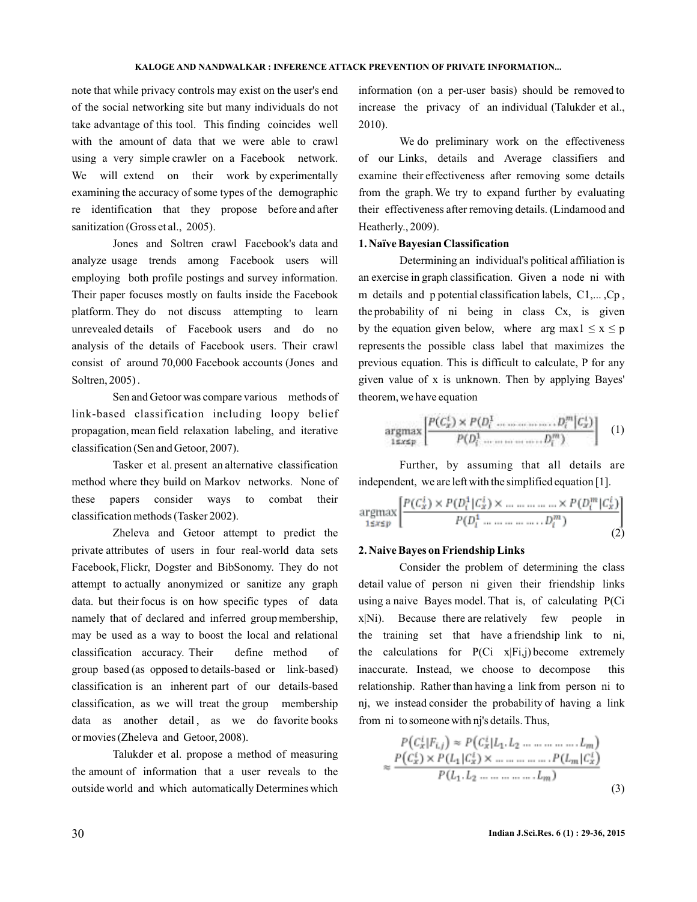note that while privacy controls may exist on the user's end of the social networking site but many individuals do not take advantage of this tool. This finding coincides well with the amount of data that we were able to crawl using a very simple crawler on a Facebook network. We will extend on their work by experimentally examining the accuracy of some types of the demographic re identification that they propose before and after sanitization (Gross et al., 2005).

Jones and Soltren crawl Facebook's data and analyze usage trends among Facebook users will employing both profile postings and survey information. Their paper focuses mostly on faults inside the Facebook platform. They do not discuss attempting to learn unrevealed details of Facebook users and do no analysis of the details of Facebook users. Their crawl consist of around 70,000 Facebook accounts (Jones and Soltren, 2005) .

Sen and Getoor was compare various methods of link-based classification including loopy belief propagation, mean field relaxation labeling, and iterative classification (Sen and Getoor, 2007).

Tasker et al. present an alternative classification method where they build on Markov networks. None of these papers consider ways to combat their classification methods (Tasker 2002).

Zheleva and Getoor attempt to predict the private attributes of users in four real-world data sets Facebook, Flickr, Dogster and BibSonomy. They do not attempt to actually anonymized or sanitize any graph data. but their focus is on how specific types of data namely that of declared and inferred group membership, may be used as a way to boost the local and relational classification accuracy. Their define method of group based (as opposed to details-based or link-based) classification is an inherent part of our details-based classification, as we will treat the group membership data as another detail , as we do favorite books or movies (Zheleva and Getoor, 2008).

Talukder et al. propose a method of measuring the amount of information that a user reveals to the outside world and which automatically Determines which information (on a per-user basis) should be removed to increase the privacy of an individual (Talukder et al., 2010).

We do preliminary work on the effectiveness of our Links, details and Average classifiers and examine their effectiveness after removing some details from the graph. We try to expand further by evaluating their effectiveness after removing details. (Lindamood and Heatherly., 2009).

**1. Naïve Bayesian Classification**

Determining an individual's political affiliation is an exercise in graph classification. Given a node ni with m details and p potential classification labels, C1,... ,Cp , the probability of ni being in class Cx, is given by the equation given below, where arg max1 $\leq$ x $\leq$ p represents the possible class label that maximizes the previous equation. This is difficult to calculate, P for any given value of x is unknown. Then by applying Bayes' theorem, we have equation

$$\underset{1\leq x\leq p}{\operatorname{argmax}}\left[\frac{P(C_x^i) \times P(D_i^1 \dots\dots\dots\dots D_i^m|C_x^i)}{P(D_i^1 \dots\dots\dots\dots D_i^m)}\right] \quad (1)$$

Further, by assuming that all details are independent, we are left with the simplified equation [1].

$$\underset{1\leq x\leq p}{\operatorname{argmax}}\left[\frac{P(C_x^i) \times P(D_i^1|C_x^i) \times \dots\dots\dots\dots \times P(D_i^m|C_x^i)}{P(D_i^1 \dots\dots\dots\dots D_i^m)}\right] \quad (2)$$

**2. Naive Bayes on Friendship Links**

Consider the problem of determining the class detail value of person ni given their friendship links using a naive Bayes model. That is, of calculating P(Ci x|Ni). Because there are relatively few people in the training set that have a friendship link to ni, the calculations for P(Ci x|Fi,j) become extremely inaccurate. Instead, we choose to decompose this relationship. Rather than having a link from person ni to nj, we instead consider the probability of having a link from ni to someone with nj's details. Thus,

$$P(C_x^i|F_{i,j}) \approx P(C_x^i|L_1.L_2 \dots\dots\dots\dots L_m)$$
$$\approx \frac{P(C_x^i) \times P(L_1|C_x^i) \times \dots\dots\dots\dots P(L_m|C_x^i)}{P(L_1.L_2 \dots\dots\dots\dots L_m)} \quad (3)$$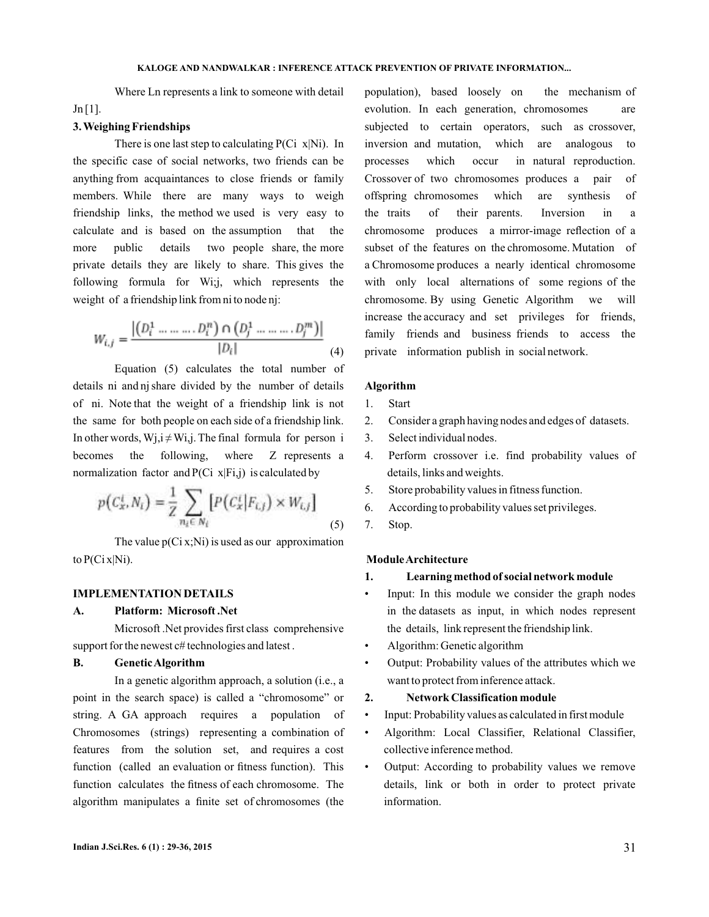Where Ln represents a link to someone with detail Jn [1].

### 3. Weighing Friendships

There is one last step to calculating P(Ci x|Ni). In the specific case of social networks, two friends can be anything from acquaintances to close friends or family members. While there are many ways to weigh friendship links, the method we used is very easy to calculate and is based on the assumption that the more public details two people share, the more private details they are likely to share. This gives the following formula for Wi;j, which represents the weight of a friendship link from ni to node nj:

$$W_{i,j} = \frac{\left|\left(D_i^1 \dots \dots \dots . D_i^n\right) \cap \left(D_j^1 \dots \dots \dots . D_j^m\right)\right|}{|D_i|} \quad (4)$$

Equation (5) calculates the total number of details ni and nj share divided by the number of details of ni. Note that the weight of a friendship link is not the same for both people on each side of a friendship link. In other words, Wj,i ≠ Wi,j. The final formula for person i becomes the following, where Z represents a normalization factor and P(Ci x|Fi,j) is calculated by

$$p(C_x^i, N_i) = \frac{1}{Z} \sum_{n_i \in N_i} \left[P\left(C_x^i \middle| F_{i,j}\right) \times W_{i,j}\right] \quad (5)$$

The value p(Ci x;Ni) is used as our approximation to P(Ci x|Ni).

## IMPLEMENTATION DETAILS

### A. Platform: Microsoft .Net

Microsoft .Net provides first class comprehensive support for the newest c# technologies and latest .

### B. Genetic Algorithm

In a genetic algorithm approach, a solution (i.e., a point in the search space) is called a "chromosome" or string. A GA approach requires a population of Chromosomes (strings) representing a combination of features from the solution set, and requires a cost function (called an evaluation or fitness function). This function calculates the fitness of each chromosome. The algorithm manipulates a finite set of chromosomes (the population), based loosely on the mechanism of evolution. In each generation, chromosomes are subjected to certain operators, such as crossover, inversion and mutation, which are analogous to processes which occur in natural reproduction. Crossover of two chromosomes produces a pair of offspring chromosomes which are synthesis of the traits of their parents. Inversion in a chromosome produces a mirror-image reflection of a subset of the features on the chromosome. Mutation of a Chromosome produces a nearly identical chromosome with only local alternations of some regions of the chromosome. By using Genetic Algorithm we will increase the accuracy and set privileges for friends, family friends and business friends to access the private information publish in social network.

### Algorithm

1. Start
2. Consider a graph having nodes and edges of datasets.
3. Select individual nodes.
4. Perform crossover i.e. find probability values of details, links and weights.
5. Store probability values in fitness function.
6. According to probability values set privileges.
7. Stop.

### Module Architecture

**1. Learning method of social network module**

- Input: In this module we consider the graph nodes in the datasets as input, in which nodes represent the details, link represent the friendship link.
- Algorithm: Genetic algorithm
- Output: Probability values of the attributes which we want to protect from inference attack.

**2. Network Classification module**

- Input: Probability values as calculated in first module
- Algorithm: Local Classifier, Relational Classifier, collective inference method.
- Output: According to probability values we remove details, link or both in order to protect private information.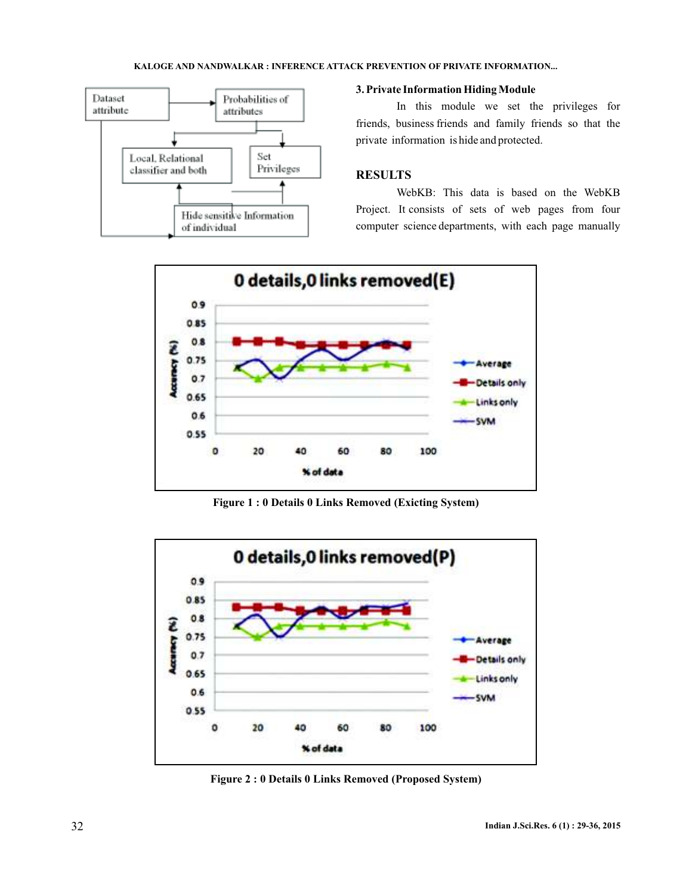Dataset attribute → Probabilities of attributes → Local, Relational classifier and both; Set Privileges; Hide sensitive Information of individual

### 3. Private Information Hiding Module

In this module we set the privileges for friends, business friends and family friends so that the private information is hide and protected.

## RESULTS

WebKB: This data is based on the WebKB Project. It consists of sets of web pages from four computer science departments, with each page manually

**Figure 1 : 0 Details 0 Links Removed (Exicting System)**

**Figure 2 : 0 Details 0 Links Removed (Proposed System)**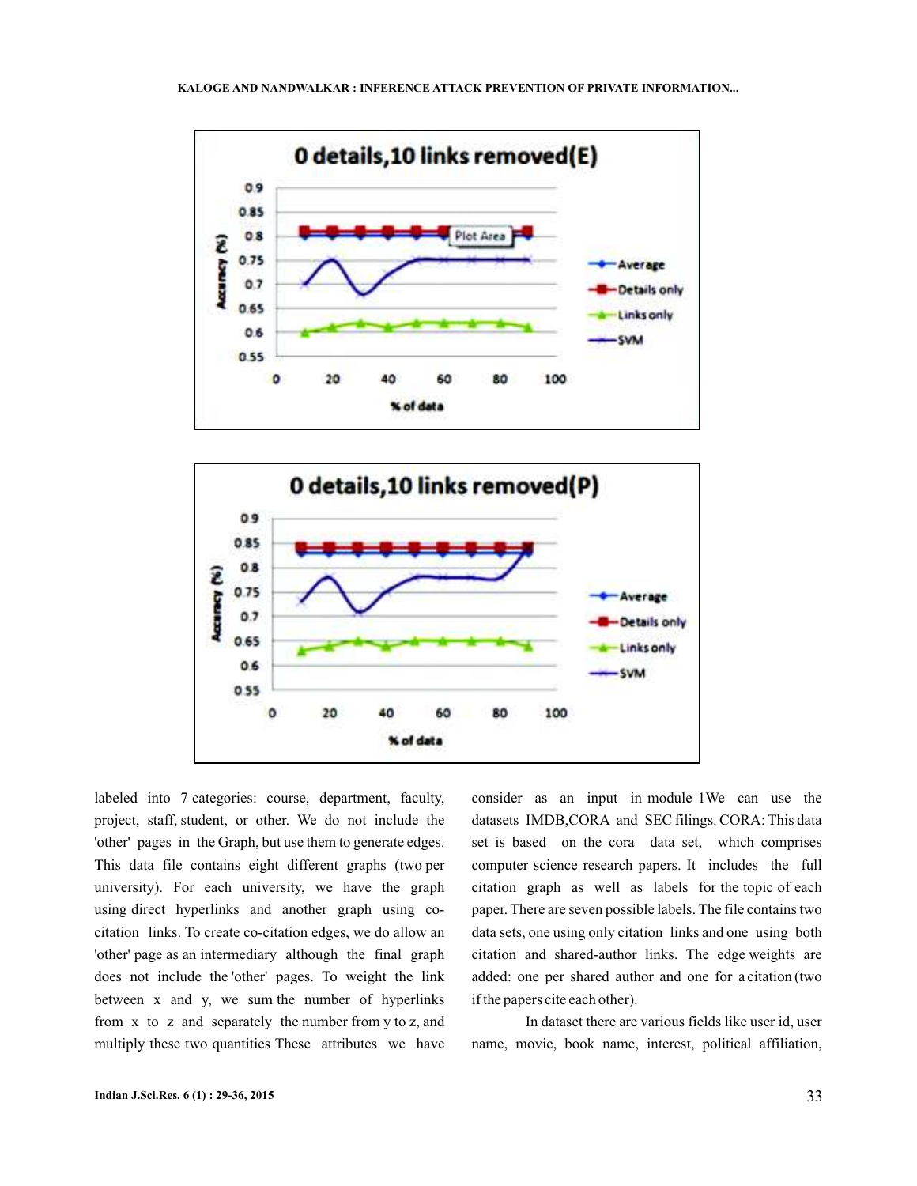labeled into 7 categories: course, department, faculty, project, staff, student, or other. We do not include the 'other' pages in the Graph, but use them to generate edges. This data file contains eight different graphs (two per university). For each university, we have the graph using direct hyperlinks and another graph using co-citation links. To create co-citation edges, we do allow an 'other' page as an intermediary although the final graph does not include the 'other' pages. To weight the link between x and y, we sum the number of hyperlinks from x to z and separately the number from y to z, and multiply these two quantities These attributes we have consider as an input in module 1We can use the datasets IMDB,CORA and SEC filings. CORA: This data set is based on the cora data set, which comprises computer science research papers. It includes the full citation graph as well as labels for the topic of each paper. There are seven possible labels. The file contains two data sets, one using only citation links and one using both citation and shared-author links. The edge weights are added: one per shared author and one for a citation (two if the papers cite each other).

In dataset there are various fields like user id, user name, movie, book name, interest, political affiliation,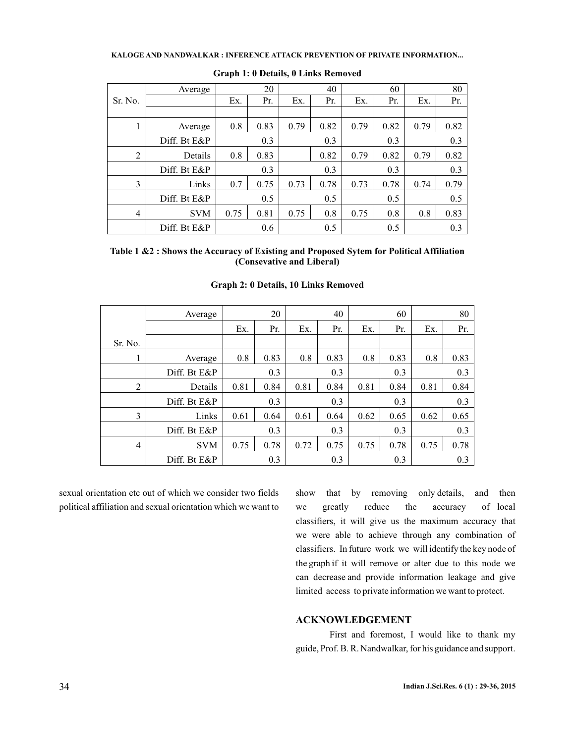**Graph 1: 0 Details, 0 Links Removed**

| Sr. No. | Average | 20 | | 40 | | 60 | | 80 | |
|---|---|---|---|---|---|---|---|---|---|
| | | Ex. | Pr. | Ex. | Pr. | Ex. | Pr. | Ex. | Pr. |
| | | | | | | | | | |
| 1 | Average | 0.8 | 0.83 | 0.79 | 0.82 | 0.79 | 0.82 | 0.79 | 0.82 |
| | Diff. Bt E&P | | 0.3 | | 0.3 | | 0.3 | | 0.3 |
| 2 | Details | 0.8 | 0.83 | | 0.82 | 0.79 | 0.82 | 0.79 | 0.82 |
| | Diff. Bt E&P | | 0.3 | | 0.3 | | 0.3 | | 0.3 |
| 3 | Links | 0.7 | 0.75 | 0.73 | 0.78 | 0.73 | 0.78 | 0.74 | 0.79 |
| | Diff. Bt E&P | | 0.5 | | 0.5 | | 0.5 | | 0.5 |
| 4 | SVM | 0.75 | 0.81 | 0.75 | 0.8 | 0.75 | 0.8 | 0.8 | 0.83 |
| | Diff. Bt E&P | | 0.6 | | 0.5 | | 0.5 | | 0.3 |

**Table 1 &2 : Shows the Accuracy of Existing and Proposed Sytem for Political Affiliation (Consevative and Liberal)**

**Graph 2: 0 Details, 10 Links Removed**

| | Average | 20 | | 40 | | 60 | | 80 | |
|---|---|---|---|---|---|---|---|---|---|
| | | Ex. | Pr. | Ex. | Pr. | Ex. | Pr. | Ex. | Pr. |
| Sr. No. | | | | | | | | | |
| 1 | Average | 0.8 | 0.83 | 0.8 | 0.83 | 0.8 | 0.83 | 0.8 | 0.83 |
| | Diff. Bt E&P | | 0.3 | | 0.3 | | 0.3 | | 0.3 |
| 2 | Details | 0.81 | 0.84 | 0.81 | 0.84 | 0.81 | 0.84 | 0.81 | 0.84 |
| | Diff. Bt E&P | | 0.3 | | 0.3 | | 0.3 | | 0.3 |
| 3 | Links | 0.61 | 0.64 | 0.61 | 0.64 | 0.62 | 0.65 | 0.62 | 0.65 |
| | Diff. Bt E&P | | 0.3 | | 0.3 | | 0.3 | | 0.3 |
| 4 | SVM | 0.75 | 0.78 | 0.72 | 0.75 | 0.75 | 0.78 | 0.75 | 0.78 |
| | Diff. Bt E&P | | 0.3 | | 0.3 | | 0.3 | | 0.3 |

sexual orientation etc out of which we consider two fields political affiliation and sexual orientation which we want to show that by removing only details, and then we greatly reduce the accuracy of local classifiers, it will give us the maximum accuracy that we were able to achieve through any combination of classifiers. In future work we will identify the key node of the graph if it will remove or alter due to this node we can decrease and provide information leakage and give limited access to private information we want to protect.

## ACKNOWLEDGEMENT

First and foremost, I would like to thank my guide, Prof. B. R. Nandwalkar, for his guidance and support.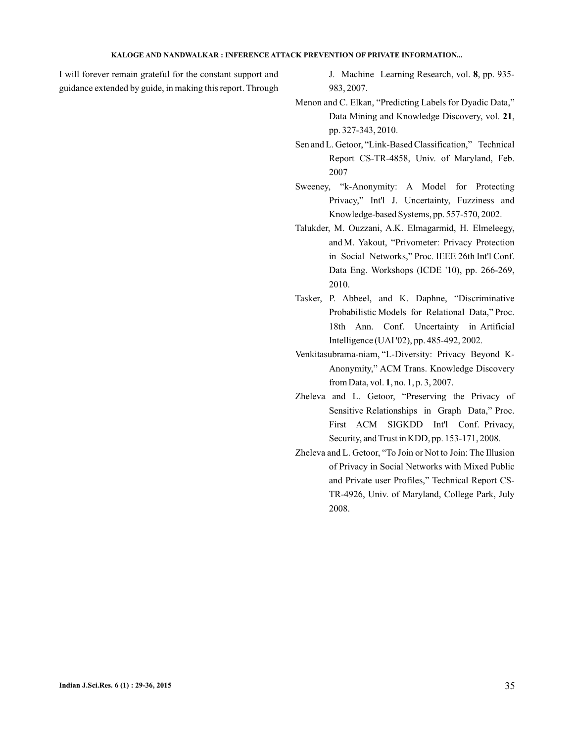I will forever remain grateful for the constant support and guidance extended by guide, in making this report. Through

J. Machine Learning Research, vol. **8**, pp. 935-983, 2007.

Menon and C. Elkan, "Predicting Labels for Dyadic Data," Data Mining and Knowledge Discovery, vol. **21**, pp. 327-343, 2010.

Sen and L. Getoor, "Link-Based Classification," Technical Report CS-TR-4858, Univ. of Maryland, Feb. 2007

Sweeney, "k-Anonymity: A Model for Protecting Privacy," Int'l J. Uncertainty, Fuzziness and Knowledge-based Systems, pp. 557-570, 2002.

Talukder, M. Ouzzani, A.K. Elmagarmid, H. Elmeleegy, and M. Yakout, "Privometer: Privacy Protection in Social Networks," Proc. IEEE 26th Int'l Conf. Data Eng. Workshops (ICDE '10), pp. 266-269, 2010.

Tasker, P. Abbeel, and K. Daphne, "Discriminative Probabilistic Models for Relational Data," Proc. 18th Ann. Conf. Uncertainty in Artificial Intelligence (UAI '02), pp. 485-492, 2002.

Venkitasubrama-niam, "L-Diversity: Privacy Beyond K-Anonymity," ACM Trans. Knowledge Discovery from Data, vol. **1**, no. 1, p. 3, 2007.

Zheleva and L. Getoor, "Preserving the Privacy of Sensitive Relationships in Graph Data," Proc. First ACM SIGKDD Int'l Conf. Privacy, Security, and Trust in KDD, pp. 153-171, 2008.

Zheleva and L. Getoor, "To Join or Not to Join: The Illusion of Privacy in Social Networks with Mixed Public and Private user Profiles," Technical Report CS-TR-4926, Univ. of Maryland, College Park, July 2008.